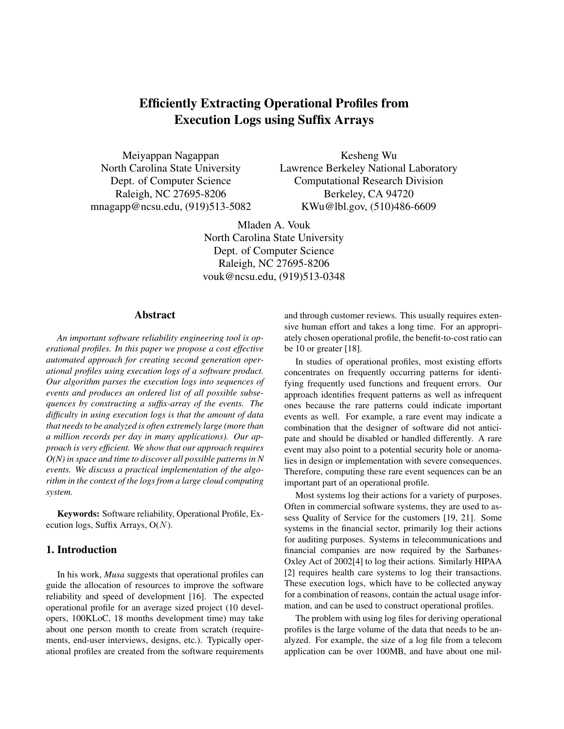# Efficiently Extracting Operational Profiles from Execution Logs using Suffix Arrays

Meiyappan Nagappan
North Carolina State University
Dept. of Computer Science
Raleigh, NC 27695-8206
mnagapp@ncsu.edu, (919)513-5082

Kesheng Wu
Lawrence Berkeley National Laboratory
Computational Research Division
Berkeley, CA 94720
KWu@lbl.gov, (510)486-6609

Mladen A. Vouk
North Carolina State University
Dept. of Computer Science
Raleigh, NC 27695-8206
vouk@ncsu.edu, (919)513-0348

## Abstract

*An important software reliability engineering tool is operational profiles. In this paper we propose a cost effective automated approach for creating second generation operational profiles using execution logs of a software product. Our algorithm parses the execution logs into sequences of events and produces an ordered list of all possible subsequences by constructing a suffix-array of the events. The difficulty in using execution logs is that the amount of data that needs to be analyzed is often extremely large (more than a million records per day in many applications). Our approach is very efficient. We show that our approach requires O(N) in space and time to discover all possible patterns in N events. We discuss a practical implementation of the algorithm in the context of the logs from a large cloud computing system.*

**Keywords:** Software reliability, Operational Profile, Execution logs, Suffix Arrays, O($N$).

## 1. Introduction

In his work, *Musa* suggests that operational profiles can guide the allocation of resources to improve the software reliability and speed of development [16]. The expected operational profile for an average sized project (10 developers, 100KLoC, 18 months development time) may take about one person month to create from scratch (requirements, end-user interviews, designs, etc.). Typically operational profiles are created from the software requirements and through customer reviews. This usually requires extensive human effort and takes a long time. For an appropriately chosen operational profile, the benefit-to-cost ratio can be 10 or greater [18].

In studies of operational profiles, most existing efforts concentrates on frequently occurring patterns for identifying frequently used functions and frequent errors. Our approach identifies frequent patterns as well as infrequent ones because the rare patterns could indicate important events as well. For example, a rare event may indicate a combination that the designer of software did not anticipate and should be disabled or handled differently. A rare event may also point to a potential security hole or anomalies in design or implementation with severe consequences. Therefore, computing these rare event sequences can be an important part of an operational profile.

Most systems log their actions for a variety of purposes. Often in commercial software systems, they are used to assess Quality of Service for the customers [19, 21]. Some systems in the financial sector, primarily log their actions for auditing purposes. Systems in telecommunications and financial companies are now required by the Sarbanes-Oxley Act of 2002[4] to log their actions. Similarly HIPAA [2] requires health care systems to log their transactions. These execution logs, which have to be collected anyway for a combination of reasons, contain the actual usage information, and can be used to construct operational profiles.

The problem with using log files for deriving operational profiles is the large volume of the data that needs to be analyzed. For example, the size of a log file from a telecom application can be over 100MB, and have about one mil-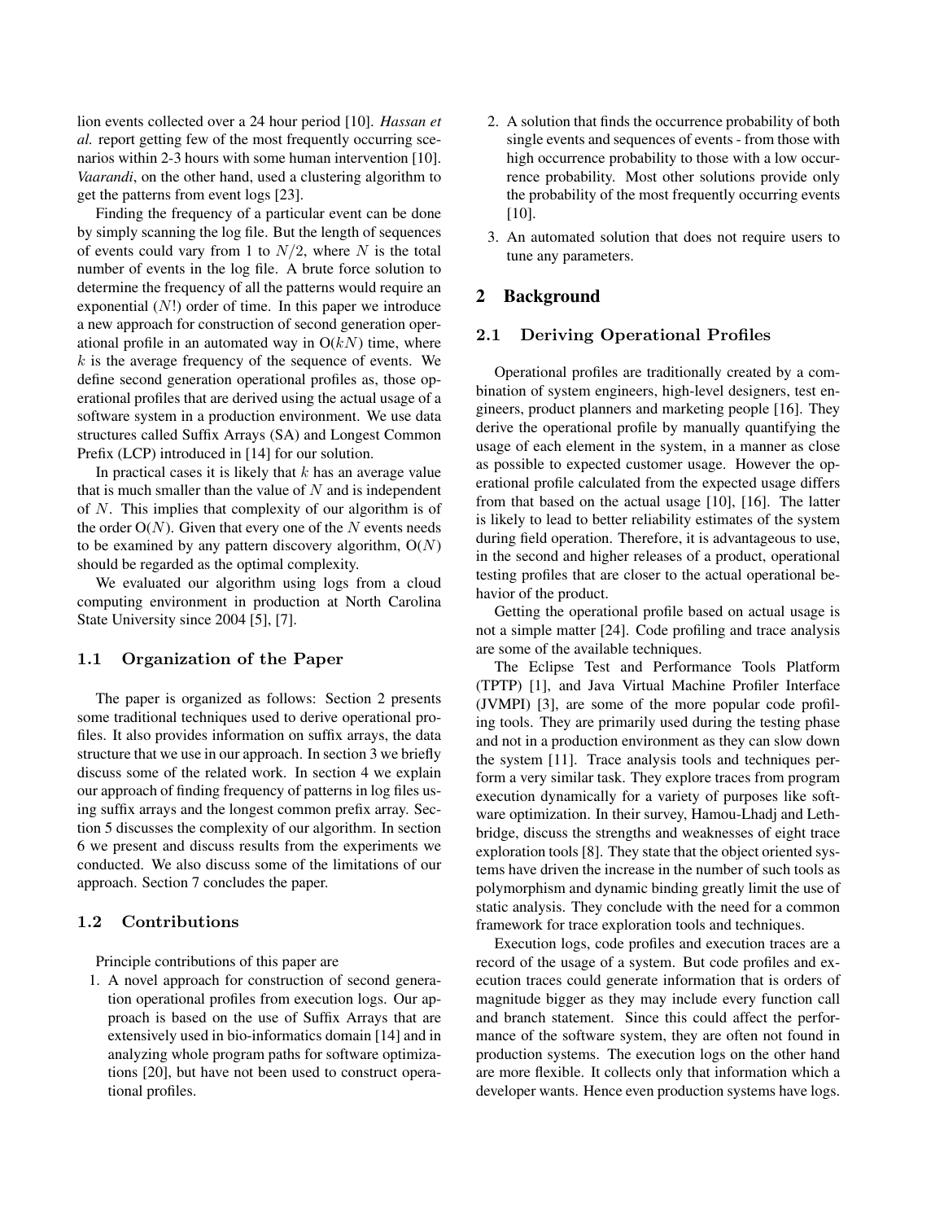lion events collected over a 24 hour period [10]. *Hassan et al.* report getting few of the most frequently occurring scenarios within 2-3 hours with some human intervention [10]. *Vaarandi*, on the other hand, used a clustering algorithm to get the patterns from event logs [23].

Finding the frequency of a particular event can be done by simply scanning the log file. But the length of sequences of events could vary from 1 to $N/2$, where $N$ is the total number of events in the log file. A brute force solution to determine the frequency of all the patterns would require an exponential ($N!$) order of time. In this paper we introduce a new approach for construction of second generation operational profile in an automated way in O($kN$) time, where $k$ is the average frequency of the sequence of events. We define second generation operational profiles as, those operational profiles that are derived using the actual usage of a software system in a production environment. We use data structures called Suffix Arrays (SA) and Longest Common Prefix (LCP) introduced in [14] for our solution.

In practical cases it is likely that $k$ has an average value that is much smaller than the value of $N$ and is independent of $N$. This implies that complexity of our algorithm is of the order O($N$). Given that every one of the $N$ events needs to be examined by any pattern discovery algorithm, O($N$) should be regarded as the optimal complexity.

We evaluated our algorithm using logs from a cloud computing environment in production at North Carolina State University since 2004 [5], [7].

### 1.1 Organization of the Paper

The paper is organized as follows: Section 2 presents some traditional techniques used to derive operational profiles. It also provides information on suffix arrays, the data structure that we use in our approach. In section 3 we briefly discuss some of the related work. In section 4 we explain our approach of finding frequency of patterns in log files using suffix arrays and the longest common prefix array. Section 5 discusses the complexity of our algorithm. In section 6 we present and discuss results from the experiments we conducted. We also discuss some of the limitations of our approach. Section 7 concludes the paper.

### 1.2 Contributions

Principle contributions of this paper are

1. A novel approach for construction of second generation operational profiles from execution logs. Our approach is based on the use of Suffix Arrays that are extensively used in bio-informatics domain [14] and in analyzing whole program paths for software optimizations [20], but have not been used to construct operational profiles.
2. A solution that finds the occurrence probability of both single events and sequences of events - from those with high occurrence probability to those with a low occurrence probability. Most other solutions provide only the probability of the most frequently occurring events [10].
3. An automated solution that does not require users to tune any parameters.

## 2 Background

### 2.1 Deriving Operational Profiles

Operational profiles are traditionally created by a combination of system engineers, high-level designers, test engineers, product planners and marketing people [16]. They derive the operational profile by manually quantifying the usage of each element in the system, in a manner as close as possible to expected customer usage. However the operational profile calculated from the expected usage differs from that based on the actual usage [10], [16]. The latter is likely to lead to better reliability estimates of the system during field operation. Therefore, it is advantageous to use, in the second and higher releases of a product, operational testing profiles that are closer to the actual operational behavior of the product.

Getting the operational profile based on actual usage is not a simple matter [24]. Code profiling and trace analysis are some of the available techniques.

The Eclipse Test and Performance Tools Platform (TPTP) [1], and Java Virtual Machine Profiler Interface (JVMPI) [3], are some of the more popular code profiling tools. They are primarily used during the testing phase and not in a production environment as they can slow down the system [11]. Trace analysis tools and techniques perform a very similar task. They explore traces from program execution dynamically for a variety of purposes like software optimization. In their survey, Hamou-Lhadj and Lethbridge, discuss the strengths and weaknesses of eight trace exploration tools [8]. They state that the object oriented systems have driven the increase in the number of such tools as polymorphism and dynamic binding greatly limit the use of static analysis. They conclude with the need for a common framework for trace exploration tools and techniques.

Execution logs, code profiles and execution traces are a record of the usage of a system. But code profiles and execution traces could generate information that is orders of magnitude bigger as they may include every function call and branch statement. Since this could affect the performance of the software system, they are often not found in production systems. The execution logs on the other hand are more flexible. It collects only that information which a developer wants. Hence even production systems have logs.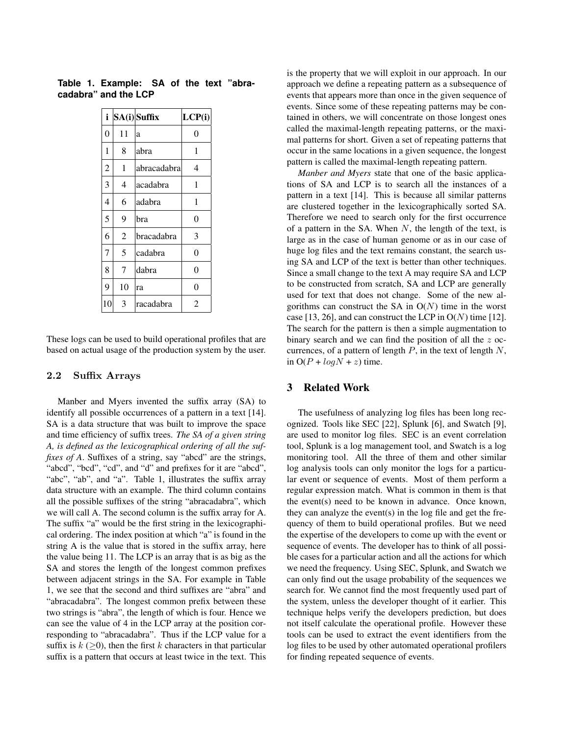**Table 1. Example: SA of the text "abracadabra" and the LCP**

| i | SA(i) | Suffix | LCP(i) |
|---|---|---|---|
| 0 | 11 | a | 0 |
| 1 | 8 | abra | 1 |
| 2 | 1 | abracadabra | 4 |
| 3 | 4 | acadabra | 1 |
| 4 | 6 | adabra | 1 |
| 5 | 9 | bra | 0 |
| 6 | 2 | bracadabra | 3 |
| 7 | 5 | cadabra | 0 |
| 8 | 7 | dabra | 0 |
| 9 | 10 | ra | 0 |
| 10 | 3 | racadabra | 2 |

These logs can be used to build operational profiles that are based on actual usage of the production system by the user.

### 2.2 Suffix Arrays

Manber and Myers invented the suffix array (SA) to identify all possible occurrences of a pattern in a text [14]. SA is a data structure that was built to improve the space and time efficiency of suffix trees. *The SA of a given string A, is defined as the lexicographical ordering of all the suffixes of A*. Suffixes of a string, say "abcd" are the strings, "abcd", "bcd", "cd", and "d" and prefixes for it are "abcd", "abc", "ab", and "a". Table 1, illustrates the suffix array data structure with an example. The third column contains all the possible suffixes of the string "abracadabra", which we will call A. The second column is the suffix array for A. The suffix "a" would be the first string in the lexicographical ordering. The index position at which "a" is found in the string A is the value that is stored in the suffix array, here the value being 11. The LCP is an array that is as big as the SA and stores the length of the longest common prefixes between adjacent strings in the SA. For example in Table 1, we see that the second and third suffixes are "abra" and "abracadabra". The longest common prefix between these two strings is "abra", the length of which is four. Hence we can see the value of 4 in the LCP array at the position corresponding to "abracadabra". Thus if the LCP value for a suffix is $k$ ($\geq$0), then the first $k$ characters in that particular suffix is a pattern that occurs at least twice in the text. This is the property that we will exploit in our approach. In our approach we define a repeating pattern as a subsequence of events that appears more than once in the given sequence of events. Since some of these repeating patterns may be contained in others, we will concentrate on those longest ones called the maximal-length repeating patterns, or the maximal patterns for short. Given a set of repeating patterns that occur in the same locations in a given sequence, the longest pattern is called the maximal-length repeating pattern.

*Manber and Myers* state that one of the basic applications of SA and LCP is to search all the instances of a pattern in a text [14]. This is because all similar patterns are clustered together in the lexicographically sorted SA. Therefore we need to search only for the first occurrence of a pattern in the SA. When $N$, the length of the text, is large as in the case of human genome or as in our case of huge log files and the text remains constant, the search using SA and LCP of the text is better than other techniques. Since a small change to the text A may require SA and LCP to be constructed from scratch, SA and LCP are generally used for text that does not change. Some of the new algorithms can construct the SA in O($N$) time in the worst case [13, 26], and can construct the LCP in O($N$) time [12]. The search for the pattern is then a simple augmentation to binary search and we can find the position of all the $z$ occurrences, of a pattern of length $P$, in the text of length $N$, in O($P + logN + z$) time.

## 3 Related Work

The usefulness of analyzing log files has been long recognized. Tools like SEC [22], Splunk [6], and Swatch [9], are used to monitor log files. SEC is an event correlation tool, Splunk is a log management tool, and Swatch is a log monitoring tool. All the three of them and other similar log analysis tools can only monitor the logs for a particular event or sequence of events. Most of them perform a regular expression match. What is common in them is that the event(s) need to be known in advance. Once known, they can analyze the event(s) in the log file and get the frequency of them to build operational profiles. But we need the expertise of the developers to come up with the event or sequence of events. The developer has to think of all possible cases for a particular action and all the actions for which we need the frequency. Using SEC, Splunk, and Swatch we can only find out the usage probability of the sequences we search for. We cannot find the most frequently used part of the system, unless the developer thought of it earlier. This technique helps verify the developers prediction, but does not itself calculate the operational profile. However these tools can be used to extract the event identifiers from the log files to be used by other automated operational profilers for finding repeated sequence of events.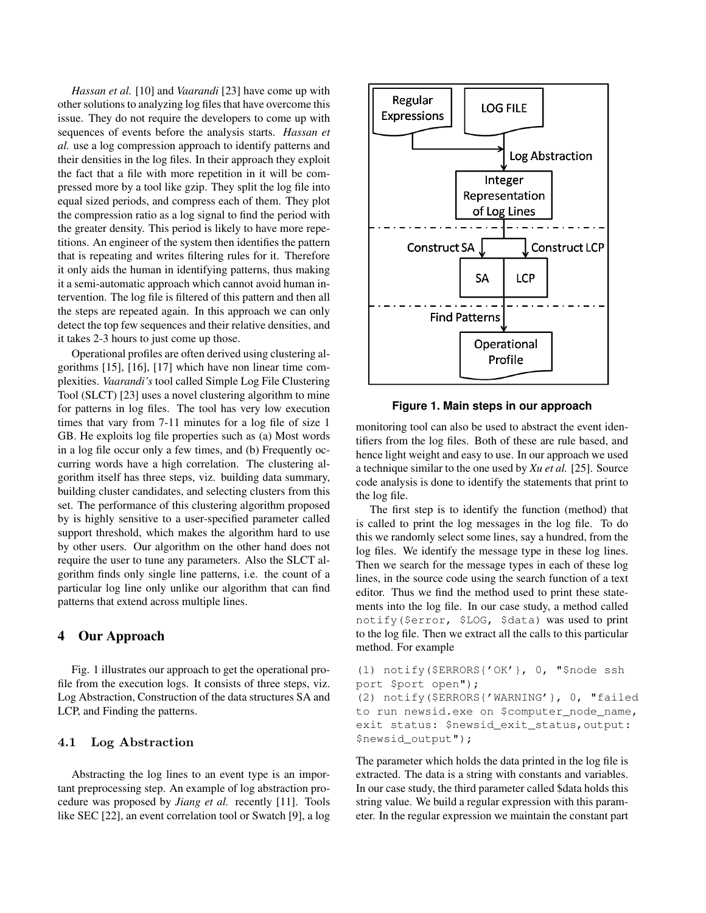*Hassan et al.* [10] and *Vaarandi* [23] have come up with other solutions to analyzing log files that have overcome this issue. They do not require the developers to come up with sequences of events before the analysis starts. *Hassan et al.* use a log compression approach to identify patterns and their densities in the log files. In their approach they exploit the fact that a file with more repetition in it will be compressed more by a tool like gzip. They split the log file into equal sized periods, and compress each of them. They plot the compression ratio as a log signal to find the period with the greater density. This period is likely to have more repetitions. An engineer of the system then identifies the pattern that is repeating and writes filtering rules for it. Therefore it only aids the human in identifying patterns, thus making it a semi-automatic approach which cannot avoid human intervention. The log file is filtered of this pattern and then all the steps are repeated again. In this approach we can only detect the top few sequences and their relative densities, and it takes 2-3 hours to just come up those.

Operational profiles are often derived using clustering algorithms [15], [16], [17] which have non linear time complexities. *Vaarandi's* tool called Simple Log File Clustering Tool (SLCT) [23] uses a novel clustering algorithm to mine for patterns in log files. The tool has very low execution times that vary from 7-11 minutes for a log file of size 1 GB. He exploits log file properties such as (a) Most words in a log file occur only a few times, and (b) Frequently occurring words have a high correlation. The clustering algorithm itself has three steps, viz. building data summary, building cluster candidates, and selecting clusters from this set. The performance of this clustering algorithm proposed by is highly sensitive to a user-specified parameter called support threshold, which makes the algorithm hard to use by other users. Our algorithm on the other hand does not require the user to tune any parameters. Also the SLCT algorithm finds only single line patterns, i.e. the count of a particular log line only unlike our algorithm that can find patterns that extend across multiple lines.

## 4 Our Approach

Fig. 1 illustrates our approach to get the operational profile from the execution logs. It consists of three steps, viz. Log Abstraction, Construction of the data structures SA and LCP, and Finding the patterns.

### 4.1 Log Abstraction

Abstracting the log lines to an event type is an important preprocessing step. An example of log abstraction procedure was proposed by *Jiang et al.* recently [11]. Tools like SEC [22], an event correlation tool or Swatch [9], a log monitoring tool can also be used to abstract the event identifiers from the log files. Both of these are rule based, and hence light weight and easy to use. In our approach we used a technique similar to the one used by *Xu et al.* [25]. Source code analysis is done to identify the statements that print to the log file.

**Figure 1. Main steps in our approach**

The first step is to identify the function (method) that is called to print the log messages in the log file. To do this we randomly select some lines, say a hundred, from the log files. We identify the message type in these log lines. Then we search for the message types in each of these log lines, in the source code using the search function of a text editor. Thus we find the method used to print these statements into the log file. In our case study, a method called `notify($error, $LOG, $data)` was used to print to the log file. Then we extract all the calls to this particular method. For example

```
(1) notify($ERRORS{'OK'}, 0, "$node ssh
port $port open");
(2) notify($ERRORS{'WARNING'}, 0, "failed
to run newsid.exe on $computer_node_name,
exit status: $newsid_exit_status,output:
$newsid_output");
```

The parameter which holds the data printed in the log file is extracted. The data is a string with constants and variables. In our case study, the third parameter called $data holds this string value. We build a regular expression with this parameter. In the regular expression we maintain the constant part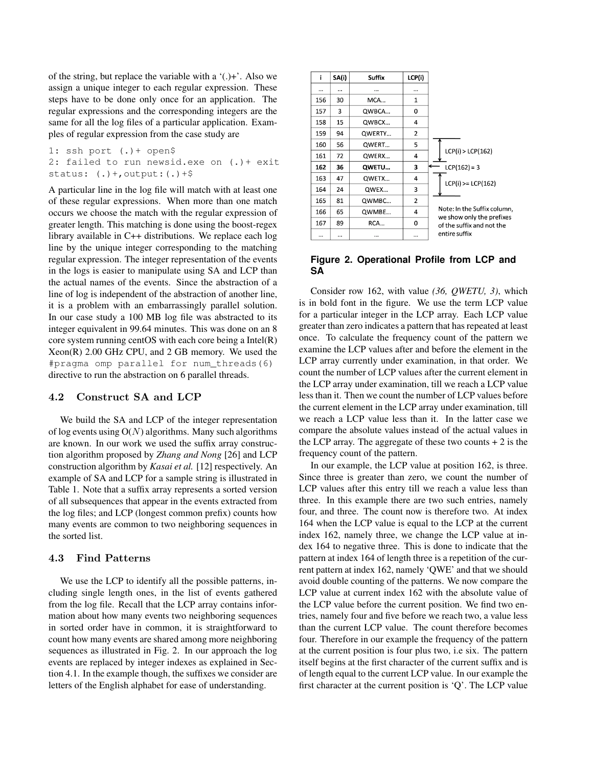of the string, but replace the variable with a '(.)+'. Also we assign a unique integer to each regular expression. These steps have to be done only once for an application. The regular expressions and the corresponding integers are the same for all the log files of a particular application. Examples of regular expression from the case study are

```
1: ssh port (.)+ open$
2: failed to run newsid.exe on (.)+ exit
status: (.)+,output:(.)+$
```

A particular line in the log file will match with at least one of these regular expressions. When more than one match occurs we choose the match with the regular expression of greater length. This matching is done using the boost-regex library available in C++ distributions. We replace each log line by the unique integer corresponding to the matching regular expression. The integer representation of the events in the logs is easier to manipulate using SA and LCP than the actual names of the events. Since the abstraction of a line of log is independent of the abstraction of another line, it is a problem with an embarrassingly parallel solution. In our case study a 100 MB log file was abstracted to its integer equivalent in 99.64 minutes. This was done on an 8 core system running centOS with each core being a Intel(R) Xeon(R) 2.00 GHz CPU, and 2 GB memory. We used the `#pragma omp parallel for num_threads(6)` directive to run the abstraction on 6 parallel threads.

### 4.2 Construct SA and LCP

We build the SA and LCP of the integer representation of log events using O($N$) algorithms. Many such algorithms are known. In our work we used the suffix array construction algorithm proposed by *Zhang and Nong* [26] and LCP construction algorithm by *Kasai et al.* [12] respectively. An example of SA and LCP for a sample string is illustrated in Table 1. Note that a suffix array represents a sorted version of all subsequences that appear in the events extracted from the log files; and LCP (longest common prefix) counts how many events are common to two neighboring sequences in the sorted list.

### 4.3 Find Patterns

We use the LCP to identify all the possible patterns, including single length ones, in the list of events gathered from the log file. Recall that the LCP array contains information about how many events two neighboring sequences in sorted order have in common, it is straightforward to count how many events are shared among more neighboring sequences as illustrated in Fig. 2. In our approach the log events are replaced by integer indexes as explained in Section 4.1. In the example though, the suffixes we consider are letters of the English alphabet for ease of understanding.

| i | SA(i) | Suffix | LCP(i) | |
|---|---|---|---|---|
| … | … | … | … | |
| 156 | 30 | MCA… | 1 | |
| 157 | 3 | QWBCA… | 0 | |
| 158 | 15 | QWBCX… | 4 | |
| 159 | 94 | QWERTY… | 2 | |
| 160 | 56 | QWERT… | 5 | LCP(i) > LCP(162) |
| 161 | 72 | QWERX… | 4 | LCP(i) > LCP(162) |
| **162** | **36** | **QWETU…** | **3** | ← LCP(162) = 3 |
| 163 | 47 | QWETX… | 4 | LCP(i) >= LCP(162) |
| 164 | 24 | QWEX… | 3 | LCP(i) >= LCP(162) |
| 165 | 81 | QWMBC… | 2 | |
| 166 | 65 | QWMBE… | 4 | |
| 167 | 89 | RCA… | 0 | |
| … | … | … | … | |

Note: In the Suffix column, we show only the prefixes of the suffix and not the entire suffix

**Figure 2. Operational Profile from LCP and SA**

Consider row 162, with value *(36, QWETU, 3)*, which is in bold font in the figure. We use the term LCP value for a particular integer in the LCP array. Each LCP value greater than zero indicates a pattern that has repeated at least once. To calculate the frequency count of the pattern we examine the LCP values after and before the element in the LCP array currently under examination, in that order. We count the number of LCP values after the current element in the LCP array under examination, till we reach a LCP value less than it. Then we count the number of LCP values before the current element in the LCP array under examination, till we reach a LCP value less than it. In the latter case we compare the absolute values instead of the actual values in the LCP array. The aggregate of these two counts + 2 is the frequency count of the pattern.

In our example, the LCP value at position 162, is three. Since three is greater than zero, we count the number of LCP values after this entry till we reach a value less than three. In this example there are two such entries, namely four, and three. The count now is therefore two. At index 164 when the LCP value is equal to the LCP at the current index 162, namely three, we change the LCP value at index 164 to negative three. This is done to indicate that the pattern at index 164 of length three is a repetition of the current pattern at index 162, namely 'QWE' and that we should avoid double counting of the patterns. We now compare the LCP value at current index 162 with the absolute value of the LCP value before the current position. We find two entries, namely four and five before we reach two, a value less than the current LCP value. The count therefore becomes four. Therefore in our example the frequency of the pattern at the current position is four plus two, i.e six. The pattern itself begins at the first character of the current suffix and is of length equal to the current LCP value. In our example the first character at the current position is 'Q'. The LCP value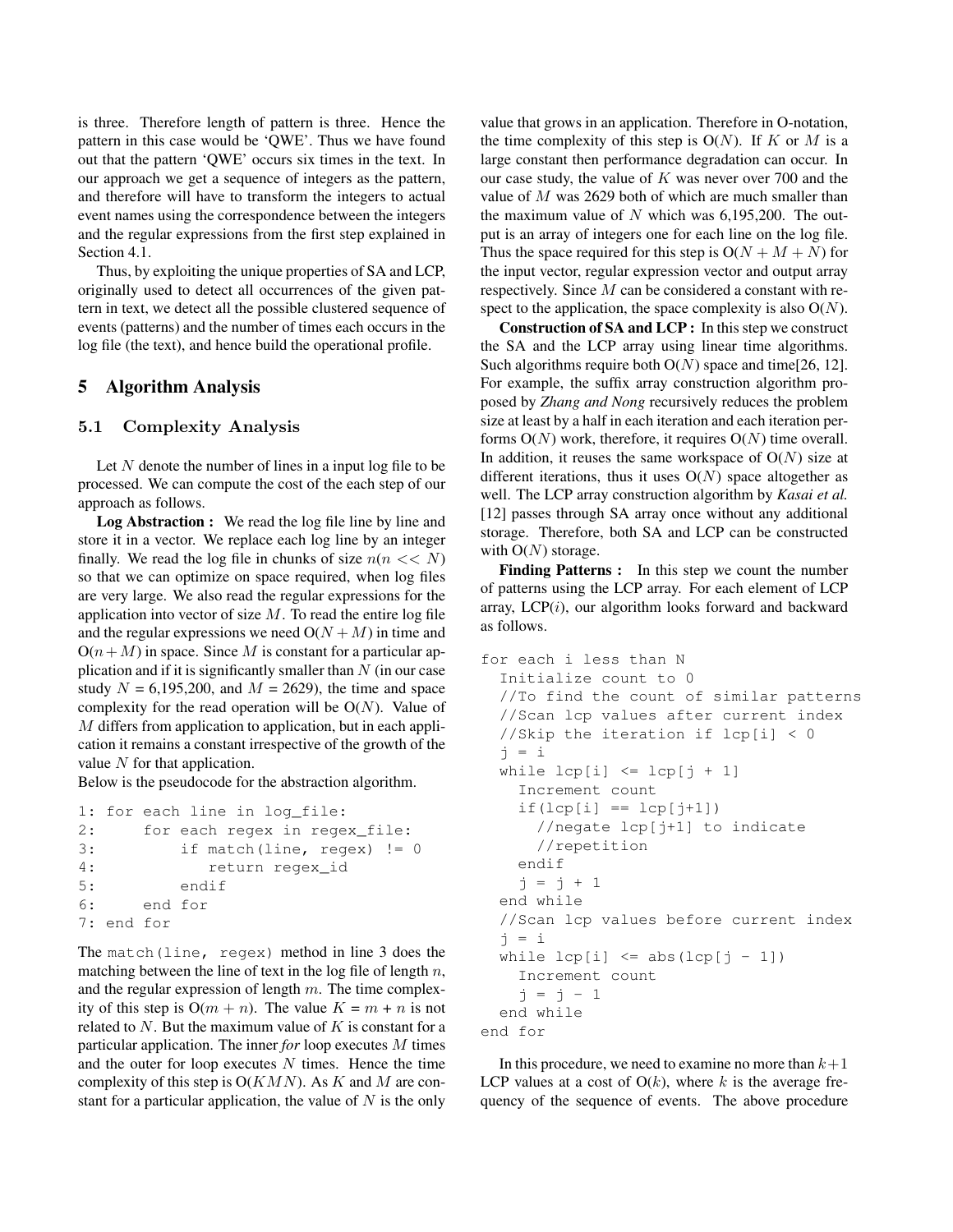is three. Therefore length of pattern is three. Hence the pattern in this case would be 'QWE'. Thus we have found out that the pattern 'QWE' occurs six times in the text. In our approach we get a sequence of integers as the pattern, and therefore will have to transform the integers to actual event names using the correspondence between the integers and the regular expressions from the first step explained in Section 4.1.

Thus, by exploiting the unique properties of SA and LCP, originally used to detect all occurrences of the given pattern in text, we detect all the possible clustered sequence of events (patterns) and the number of times each occurs in the log file (the text), and hence build the operational profile.

# 5 Algorithm Analysis

## 5.1 Complexity Analysis

Let $N$ denote the number of lines in a input log file to be processed. We can compute the cost of the each step of our approach as follows.

**Log Abstraction :** We read the log file line by line and store it in a vector. We replace each log line by an integer finally. We read the log file in chunks of size $n(n << N)$ so that we can optimize on space required, when log files are very large. We also read the regular expressions for the application into vector of size $M$. To read the entire log file and the regular expressions we need $O(N + M)$ in time and $O(n + M)$ in space. Since $M$ is constant for a particular application and if it is significantly smaller than $N$ (in our case study $N$ = 6,195,200, and $M$ = 2629), the time and space complexity for the read operation will be $O(N)$. Value of $M$ differs from application to application, but in each application it remains a constant irrespective of the growth of the value $N$ for that application.

Below is the pseudocode for the abstraction algorithm.

```
1: for each line in log_file:
2:     for each regex in regex_file:
3:         if match(line, regex) != 0
4:            return regex_id
5:         endif
6:     end for
7: end for
```

The `match(line, regex)` method in line 3 does the matching between the line of text in the log file of length $n$, and the regular expression of length $m$. The time complexity of this step is $O(m + n)$. The value $K = m + n$ is not related to $N$. But the maximum value of $K$ is constant for a particular application. The inner *for* loop executes $M$ times and the outer for loop executes $N$ times. Hence the time complexity of this step is $O(KMN)$. As $K$ and $M$ are constant for a particular application, the value of $N$ is the only value that grows in an application. Therefore in O-notation, the time complexity of this step is $O(N)$. If $K$ or $M$ is a large constant then performance degradation can occur. In our case study, the value of $K$ was never over 700 and the value of $M$ was 2629 both of which are much smaller than the maximum value of $N$ which was 6,195,200. The output is an array of integers one for each line on the log file. Thus the space required for this step is $O(N + M + N)$ for the input vector, regular expression vector and output array respectively. Since $M$ can be considered a constant with respect to the application, the space complexity is also $O(N)$.

**Construction of SA and LCP :** In this step we construct the SA and the LCP array using linear time algorithms. Such algorithms require both $O(N)$ space and time[26, 12]. For example, the suffix array construction algorithm proposed by *Zhang and Nong* recursively reduces the problem size at least by a half in each iteration and each iteration performs $O(N)$ work, therefore, it requires $O(N)$ time overall. In addition, it reuses the same workspace of $O(N)$ size at different iterations, thus it uses $O(N)$ space altogether as well. The LCP array construction algorithm by *Kasai et al.* [12] passes through SA array once without any additional storage. Therefore, both SA and LCP can be constructed with $O(N)$ storage.

**Finding Patterns :** In this step we count the number of patterns using the LCP array. For each element of LCP array, LCP($i$), our algorithm looks forward and backward as follows.

```
for each i less than N
  Initialize count to 0
  //To find the count of similar patterns
  //Scan lcp values after current index
  //Skip the iteration if lcp[i] < 0
  j = i
  while lcp[i] <= lcp[j + 1]
    Increment count
    if(lcp[i] == lcp[j+1])
      //negate lcp[j+1] to indicate
      //repetition
    endif
    j = j + 1
  end while
  //Scan lcp values before current index
  j = i
  while lcp[i] <= abs(lcp[j - 1])
    Increment count
    j = j - 1
  end while
end for
```

In this procedure, we need to examine no more than $k+1$ LCP values at a cost of $O(k)$, where $k$ is the average frequency of the sequence of events. The above procedure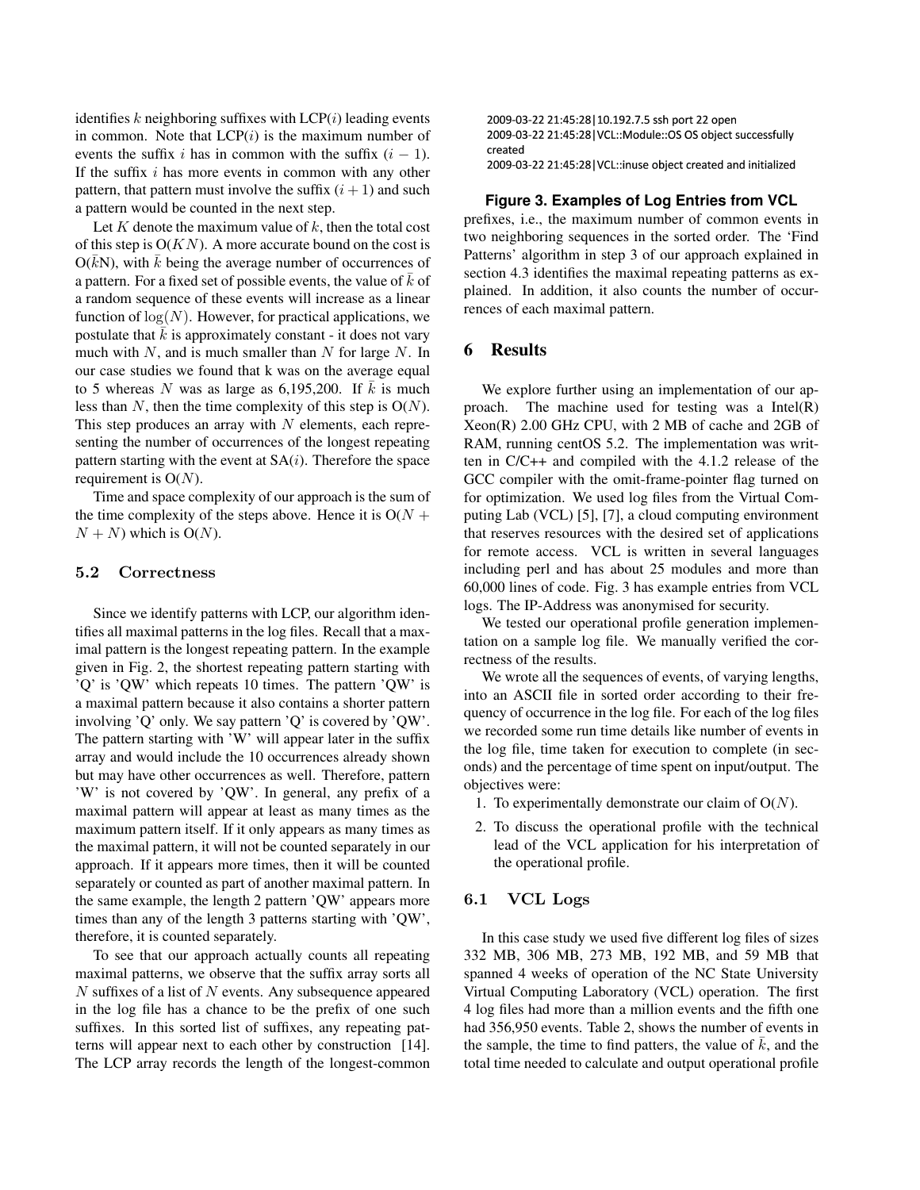identifies $k$ neighboring suffixes with LCP($i$) leading events in common. Note that LCP($i$) is the maximum number of events the suffix $i$ has in common with the suffix $(i-1)$. If the suffix $i$ has more events in common with any other pattern, that pattern must involve the suffix $(i+1)$ and such a pattern would be counted in the next step.

Let $K$ denote the maximum value of $k$, then the total cost of this step is $O(KN)$. A more accurate bound on the cost is $O(\bar{k}N)$, with $\bar{k}$ being the average number of occurrences of a pattern. For a fixed set of possible events, the value of $\bar{k}$ of a random sequence of these events will increase as a linear function of $\log(N)$. However, for practical applications, we postulate that $\bar{k}$ is approximately constant - it does not vary much with $N$, and is much smaller than $N$ for large $N$. In our case studies we found that k was on the average equal to 5 whereas $N$ was as large as 6,195,200. If $\bar{k}$ is much less than $N$, then the time complexity of this step is $O(N)$. This step produces an array with $N$ elements, each representing the number of occurrences of the longest repeating pattern starting with the event at SA($i$). Therefore the space requirement is $O(N)$.

Time and space complexity of our approach is the sum of the time complexity of the steps above. Hence it is $O(N + N + N)$ which is $O(N)$.

### 5.2 Correctness

Since we identify patterns with LCP, our algorithm identifies all maximal patterns in the log files. Recall that a maximal pattern is the longest repeating pattern. In the example given in Fig. 2, the shortest repeating pattern starting with 'Q' is 'QW' which repeats 10 times. The pattern 'QW' is a maximal pattern because it also contains a shorter pattern involving 'Q' only. We say pattern 'Q' is covered by 'QW'. The pattern starting with 'W' will appear later in the suffix array and would include the 10 occurrences already shown but may have other occurrences as well. Therefore, pattern 'W' is not covered by 'QW'. In general, any prefix of a maximal pattern will appear at least as many times as the maximum pattern itself. If it only appears as many times as the maximal pattern, it will not be counted separately in our approach. If it appears more times, then it will be counted separately or counted as part of another maximal pattern. In the same example, the length 2 pattern 'QW' appears more times than any of the length 3 patterns starting with 'QW', therefore, it is counted separately.

To see that our approach actually counts all repeating maximal patterns, we observe that the suffix array sorts all $N$ suffixes of a list of $N$ events. Any subsequence appeared in the log file has a chance to be the prefix of one such suffixes. In this sorted list of suffixes, any repeating patterns will appear next to each other by construction [14]. The LCP array records the length of the longest-common prefixes, i.e., the maximum number of common events in two neighboring sequences in the sorted order. The 'Find Patterns' algorithm in step 3 of our approach explained in section 4.3 identifies the maximal repeating patterns as explained. In addition, it also counts the number of occurrences of each maximal pattern.

```
2009-03-22 21:45:28|10.192.7.5 ssh port 22 open
2009-03-22 21:45:28|VCL::Module::OS OS object successfully created
2009-03-22 21:45:28|VCL::inuse object created and initialized
```

**Figure 3. Examples of Log Entries from VCL**

## 6 Results

We explore further using an implementation of our approach. The machine used for testing was a Intel(R) Xeon(R) 2.00 GHz CPU, with 2 MB of cache and 2GB of RAM, running centOS 5.2. The implementation was written in C/C++ and compiled with the 4.1.2 release of the GCC compiler with the omit-frame-pointer flag turned on for optimization. We used log files from the Virtual Computing Lab (VCL) [5], [7], a cloud computing environment that reserves resources with the desired set of applications for remote access. VCL is written in several languages including perl and has about 25 modules and more than 60,000 lines of code. Fig. 3 has example entries from VCL logs. The IP-Address was anonymised for security.

We tested our operational profile generation implementation on a sample log file. We manually verified the correctness of the results.

We wrote all the sequences of events, of varying lengths, into an ASCII file in sorted order according to their frequency of occurrence in the log file. For each of the log files we recorded some run time details like number of events in the log file, time taken for execution to complete (in seconds) and the percentage of time spent on input/output. The objectives were:

1. To experimentally demonstrate our claim of $O(N)$.
2. To discuss the operational profile with the technical lead of the VCL application for his interpretation of the operational profile.

### 6.1 VCL Logs

In this case study we used five different log files of sizes 332 MB, 306 MB, 273 MB, 192 MB, and 59 MB that spanned 4 weeks of operation of the NC State University Virtual Computing Laboratory (VCL) operation. The first 4 log files had more than a million events and the fifth one had 356,950 events. Table 2, shows the number of events in the sample, the time to find patters, the value of $\bar{k}$, and the total time needed to calculate and output operational profile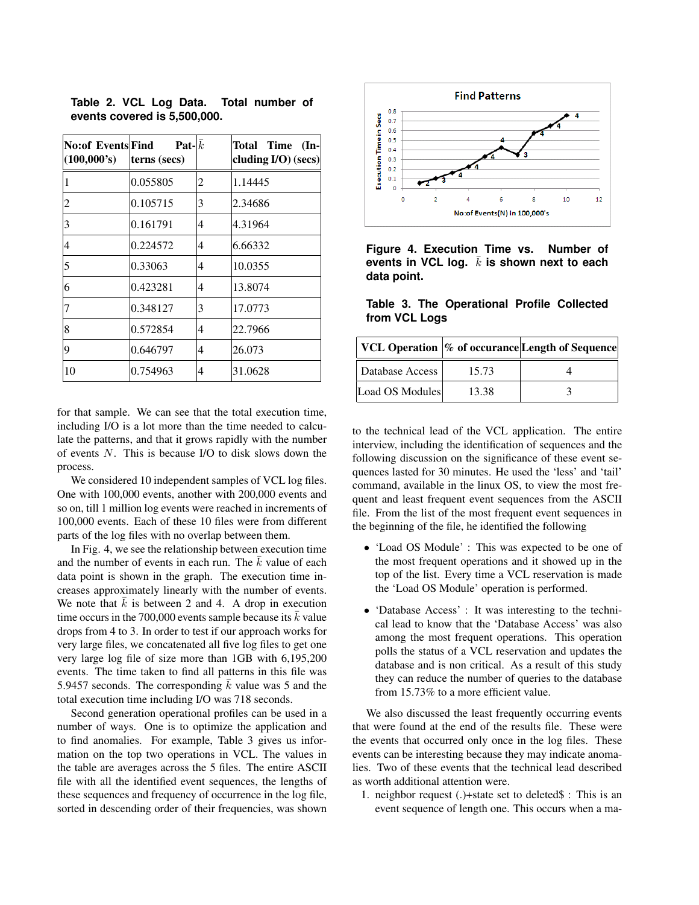**Table 2. VCL Log Data. Total number of events covered is 5,500,000.**

| No:of Events (100,000's) | Find Patterns (secs) | $\bar{k}$ | Total Time (Including I/O) (secs) |
|---|---|---|---|
| 1 | 0.055805 | 2 | 1.14445 |
| 2 | 0.105715 | 3 | 2.34686 |
| 3 | 0.161791 | 4 | 4.31964 |
| 4 | 0.224572 | 4 | 6.66332 |
| 5 | 0.33063 | 4 | 10.0355 |
| 6 | 0.423281 | 4 | 13.8074 |
| 7 | 0.348127 | 3 | 17.0773 |
| 8 | 0.572854 | 4 | 22.7966 |
| 9 | 0.646797 | 4 | 26.073 |
| 10 | 0.754963 | 4 | 31.0628 |

for that sample. We can see that the total execution time, including I/O is a lot more than the time needed to calculate the patterns, and that it grows rapidly with the number of events $N$. This is because I/O to disk slows down the process.

We considered 10 independent samples of VCL log files. One with 100,000 events, another with 200,000 events and so on, till 1 million log events were reached in increments of 100,000 events. Each of these 10 files were from different parts of the log files with no overlap between them.

In Fig. 4, we see the relationship between execution time and the number of events in each run. The $\bar{k}$ value of each data point is shown in the graph. The execution time increases approximately linearly with the number of events. We note that $\bar{k}$ is between 2 and 4. A drop in execution time occurs in the 700,000 events sample because its $\bar{k}$ value drops from 4 to 3. In order to test if our approach works for very large files, we concatenated all five log files to get one very large log file of size more than 1GB with 6,195,200 events. The time taken to find all patterns in this file was 5.9457 seconds. The corresponding $\bar{k}$ value was 5 and the total execution time including I/O was 718 seconds.

Second generation operational profiles can be used in a number of ways. One is to optimize the application and to find anomalies. For example, Table 3 gives us information on the top two operations in VCL. The values in the table are averages across the 5 files. The entire ASCII file with all the identified event sequences, the lengths of these sequences and frequency of occurrence in the log file, sorted in descending order of their frequencies, was shown

**Figure 4. Execution Time vs. Number of events in VCL log. $\bar{k}$ is shown next to each data point.**

**Table 3. The Operational Profile Collected from VCL Logs**

| VCL Operation | % of occurance | Length of Sequence |
|---|---|---|
| Database Access | 15.73 | 4 |
| Load OS Modules | 13.38 | 3 |

to the technical lead of the VCL application. The entire interview, including the identification of sequences and the following discussion on the significance of these event sequences lasted for 30 minutes. He used the 'less' and 'tail' command, available in the linux OS, to view the most frequent and least frequent event sequences from the ASCII file. From the list of the most frequent event sequences in the beginning of the file, he identified the following

- 'Load OS Module' : This was expected to be one of the most frequent operations and it showed up in the top of the list. Every time a VCL reservation is made the 'Load OS Module' operation is performed.
- 'Database Access' : It was interesting to the technical lead to know that the 'Database Access' was also among the most frequent operations. This operation polls the status of a VCL reservation and updates the database and is non critical. As a result of this study they can reduce the number of queries to the database from 15.73% to a more efficient value.

We also discussed the least frequently occurring events that were found at the end of the results file. These were the events that occurred only once in the log files. These events can be interesting because they may indicate anomalies. Two of these events that the technical lead described as worth additional attention were.

1. neighbor request (.)+state set to deleted$ : This is an event sequence of length one. This occurs when a ma-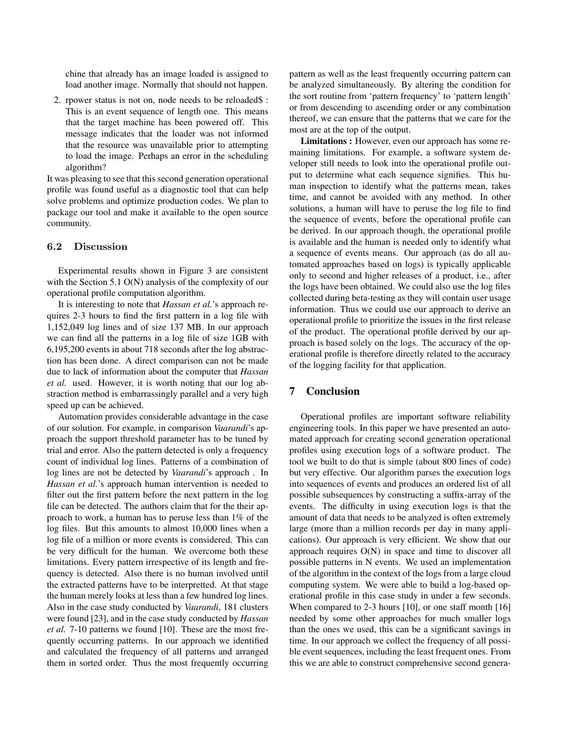chine that already has an image loaded is assigned to load another image. Normally that should not happen.

2. rpower status is not on, node needs to be reloaded$ : This is an event sequence of length one. This means that the target machine has been powered off. This message indicates that the loader was not informed that the resource was unavailable prior to attempting to load the image. Perhaps an error in the scheduling algorithm?

It was pleasing to see that this second generation operational profile was found useful as a diagnostic tool that can help solve problems and optimize production codes. We plan to package our tool and make it available to the open source community.

### 6.2 Discussion

Experimental results shown in Figure 3 are consistent with the Section 5.1 O(N) analysis of the complexity of our operational profile computation algorithm.

It is interesting to note that *Hassan et al.*'s approach requires 2-3 hours to find the first pattern in a log file with 1,152,049 log lines and of size 137 MB. In our approach we can find all the patterns in a log file of size 1GB with 6,195,200 events in about 718 seconds after the log abstraction has been done. A direct comparison can not be made due to lack of information about the computer that *Hassan et al.* used. However, it is worth noting that our log abstraction method is embarrassingly parallel and a very high speed up can be achieved.

Automation provides considerable advantage in the case of our solution. For example, in comparison *Vaarandi*'s approach the support threshold parameter has to be tuned by trial and error. Also the pattern detected is only a frequency count of individual log lines. Patterns of a combination of log lines are not be detected by *Vaarandi*'s approach . In *Hassan et al.*'s approach human intervention is needed to filter out the first pattern before the next pattern in the log file can be detected. The authors claim that for the their approach to work, a human has to peruse less than 1% of the log files. But this amounts to almost 10,000 lines when a log file of a million or more events is considered. This can be very difficult for the human. We overcome both these limitations. Every pattern irrespective of its length and frequency is detected. Also there is no human involved until the extracted patterns have to be interpretted. At that stage the human merely looks at less than a few hundred log lines. Also in the case study conducted by *Vaarandi*, 181 clusters were found [23], and in the case study conducted by *Hassan et al.* 7-10 patterns we found [10]. These are the most frequently occurring patterns. In our approach we identified and calculated the frequency of all patterns and arranged them in sorted order. Thus the most frequently occurring pattern as well as the least frequently occurring pattern can be analyzed simultaneously. By altering the condition for the sort routine from 'pattern frequency' to 'pattern length' or from descending to ascending order or any combination thereof, we can ensure that the patterns that we care for the most are at the top of the output.

**Limitations :** However, even our approach has some remaining limitations. For example, a software system developer still needs to look into the operational profile output to determine what each sequence signifies. This human inspection to identify what the patterns mean, takes time, and cannot be avoided with any method. In other solutions, a human will have to peruse the log file to find the sequence of events, before the operational profile can be derived. In our approach though, the operational profile is available and the human is needed only to identify what a sequence of events means. Our approach (as do all automated approaches based on logs) is typically applicable only to second and higher releases of a product, i.e., after the logs have been obtained. We could also use the log files collected during beta-testing as they will contain user usage information. Thus we could use our approach to derive an operational profile to prioritize the issues in the first release of the product. The operational profile derived by our approach is based solely on the logs. The accuracy of the operational profile is therefore directly related to the accuracy of the logging facility for that application.

## 7 Conclusion

Operational profiles are important software reliability engineering tools. In this paper we have presented an automated approach for creating second generation operational profiles using execution logs of a software product. The tool we built to do that is simple (about 800 lines of code) but very effective. Our algorithm parses the execution logs into sequences of events and produces an ordered list of all possible subsequences by constructing a suffix-array of the events. The difficulty in using execution logs is that the amount of data that needs to be analyzed is often extremely large (more than a million records per day in many applications). Our approach is very efficient. We show that our approach requires O(N) in space and time to discover all possible patterns in N events. We used an implementation of the algorithm in the context of the logs from a large cloud computing system. We were able to build a log-based operational profile in this case study in under a few seconds. When compared to 2-3 hours [10], or one staff month [16] needed by some other approaches for much smaller logs than the ones we used, this can be a significant savings in time. In our approach we collect the frequency of all possible event sequences, including the least frequent ones. From this we are able to construct comprehensive second genera-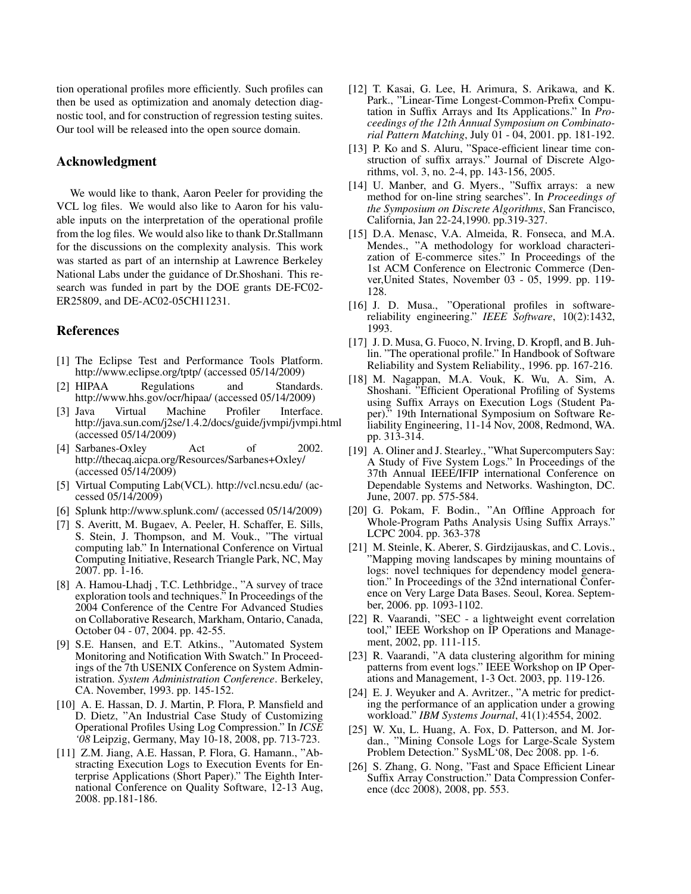tion operational profiles more efficiently. Such profiles can then be used as optimization and anomaly detection diagnostic tool, and for construction of regression testing suites. Our tool will be released into the open source domain.

## Acknowledgment

We would like to thank, Aaron Peeler for providing the VCL log files. We would also like to Aaron for his valuable inputs on the interpretation of the operational profile from the log files. We would also like to thank Dr.Stallmann for the discussions on the complexity analysis. This work was started as part of an internship at Lawrence Berkeley National Labs under the guidance of Dr.Shoshani. This research was funded in part by the DOE grants DE-FC02-ER25809, and DE-AC02-05CH11231.

## References

[1] The Eclipse Test and Performance Tools Platform. http://www.eclipse.org/tptp/ (accessed 05/14/2009)

[2] HIPAA Regulations and Standards. http://www.hhs.gov/ocr/hipaa/ (accessed 05/14/2009)

[3] Java Virtual Machine Profiler Interface. http://java.sun.com/j2se/1.4.2/docs/guide/jvmpi/jvmpi.html (accessed 05/14/2009)

[4] Sarbanes-Oxley Act of 2002. http://thecaq.aicpa.org/Resources/Sarbanes+Oxley/ (accessed 05/14/2009)

[5] Virtual Computing Lab(VCL). http://vcl.ncsu.edu/ (accessed 05/14/2009)

[6] Splunk http://www.splunk.com/ (accessed 05/14/2009)

[7] S. Averitt, M. Bugaev, A. Peeler, H. Schaffer, E. Sills, S. Stein, J. Thompson, and M. Vouk., "The virtual computing lab." In International Conference on Virtual Computing Initiative, Research Triangle Park, NC, May 2007. pp. 1-16.

[8] A. Hamou-Lhadj , T.C. Lethbridge., "A survey of trace exploration tools and techniques." In Proceedings of the 2004 Conference of the Centre For Advanced Studies on Collaborative Research, Markham, Ontario, Canada, October 04 - 07, 2004. pp. 42-55.

[9] S.E. Hansen, and E.T. Atkins., "Automated System Monitoring and Notification With Swatch." In Proceedings of the 7th USENIX Conference on System Administration. *System Administration Conference*. Berkeley, CA. November, 1993. pp. 145-152.

[10] A. E. Hassan, D. J. Martin, P. Flora, P. Mansfield and D. Dietz, "An Industrial Case Study of Customizing Operational Profiles Using Log Compression." In *ICSE '08* Leipzig, Germany, May 10-18, 2008, pp. 713-723.

[11] Z.M. Jiang, A.E. Hassan, P. Flora, G. Hamann., "Abstracting Execution Logs to Execution Events for Enterprise Applications (Short Paper)." The Eighth International Conference on Quality Software, 12-13 Aug, 2008. pp.181-186.

[12] T. Kasai, G. Lee, H. Arimura, S. Arikawa, and K. Park., "Linear-Time Longest-Common-Prefix Computation in Suffix Arrays and Its Applications." In *Proceedings of the 12th Annual Symposium on Combinatorial Pattern Matching*, July 01 - 04, 2001. pp. 181-192.

[13] P. Ko and S. Aluru, "Space-efficient linear time construction of suffix arrays." Journal of Discrete Algorithms, vol. 3, no. 2-4, pp. 143-156, 2005.

[14] U. Manber, and G. Myers., "Suffix arrays: a new method for on-line string searches". In *Proceedings of the Symposium on Discrete Algorithms*, San Francisco, California, Jan 22-24,1990. pp.319-327.

[15] D.A. Menasc, V.A. Almeida, R. Fonseca, and M.A. Mendes., "A methodology for workload characterization of E-commerce sites." In Proceedings of the 1st ACM Conference on Electronic Commerce (Denver,United States, November 03 - 05, 1999. pp. 119-128.

[16] J. D. Musa., "Operational profiles in software-reliability engineering." *IEEE Software*, 10(2):1432, 1993.

[17] J. D. Musa, G. Fuoco, N. Irving, D. Kropfl, and B. Juhlin. "The operational profile." In Handbook of Software Reliability and System Reliability., 1996. pp. 167-216.

[18] M. Nagappan, M.A. Vouk, K. Wu, A. Sim, A. Shoshani. "Efficient Operational Profiling of Systems using Suffix Arrays on Execution Logs (Student Paper)." 19th International Symposium on Software Reliability Engineering, 11-14 Nov, 2008, Redmond, WA. pp. 313-314.

[19] A. Oliner and J. Stearley., "What Supercomputers Say: A Study of Five System Logs." In Proceedings of the 37th Annual IEEE/IFIP international Conference on Dependable Systems and Networks. Washington, DC. June, 2007. pp. 575-584.

[20] G. Pokam, F. Bodin., "An Offline Approach for Whole-Program Paths Analysis Using Suffix Arrays." LCPC 2004. pp. 363-378

[21] M. Steinle, K. Aberer, S. Girdzijauskas, and C. Lovis., "Mapping moving landscapes by mining mountains of logs: novel techniques for dependency model generation." In Proceedings of the 32nd international Conference on Very Large Data Bases. Seoul, Korea. September, 2006. pp. 1093-1102.

[22] R. Vaarandi, "SEC - a lightweight event correlation tool," IEEE Workshop on IP Operations and Management, 2002, pp. 111-115.

[23] R. Vaarandi, "A data clustering algorithm for mining patterns from event logs." IEEE Workshop on IP Operations and Management, 1-3 Oct. 2003, pp. 119-126.

[24] E. J. Weyuker and A. Avritzer., "A metric for predicting the performance of an application under a growing workload." *IBM Systems Journal*, 41(1):4554, 2002.

[25] W. Xu, L. Huang, A. Fox, D. Patterson, and M. Jordan., "Mining Console Logs for Large-Scale System Problem Detection." SysML'08, Dec 2008. pp. 1-6.

[26] S. Zhang, G. Nong, "Fast and Space Efficient Linear Suffix Array Construction." Data Compression Conference (dcc 2008), 2008, pp. 553.